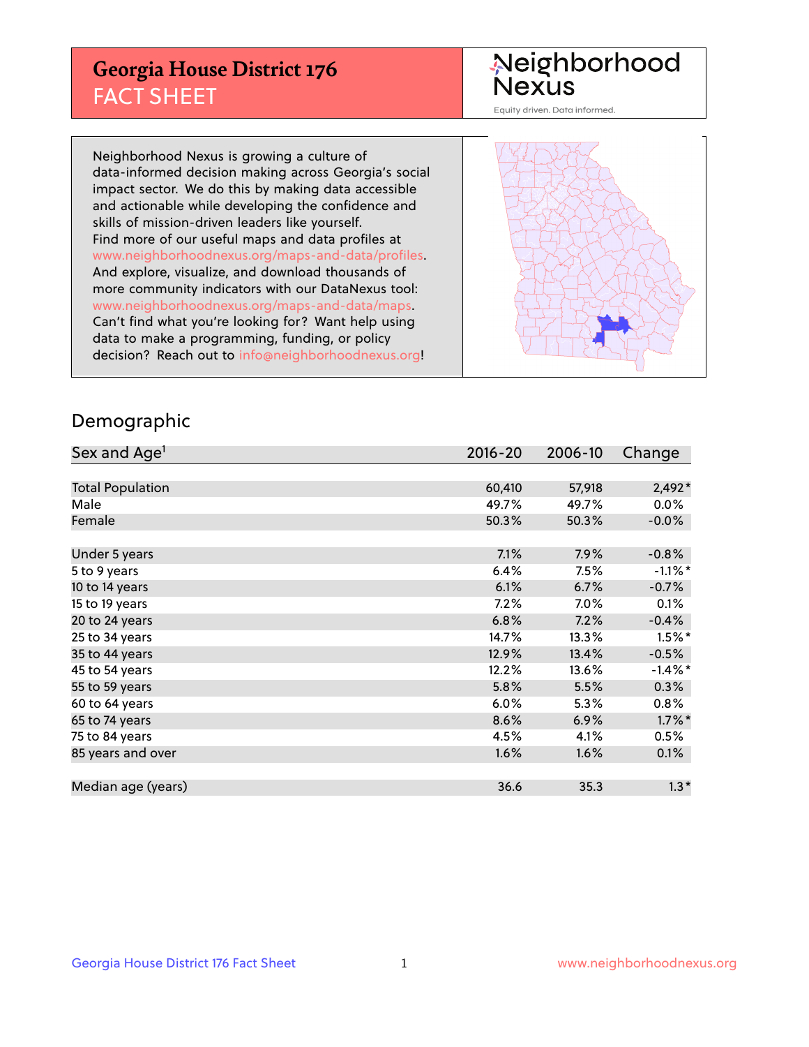# Georgia House District 176
## FACT SHEET

Neighborhood Nexus

Equity driven. Data informed.

Neighborhood Nexus is growing a culture of data-informed decision making across Georgia's social impact sector. We do this by making data accessible and actionable while developing the confidence and skills of mission-driven leaders like yourself. Find more of our useful maps and data profiles at www.neighborhoodnexus.org/maps-and-data/profiles. And explore, visualize, and download thousands of more community indicators with our DataNexus tool: www.neighborhoodnexus.org/maps-and-data/maps. Can't find what you're looking for? Want help using data to make a programming, funding, or policy decision? Reach out to info@neighborhoodnexus.org!

## Demographic

| Sex and Age[1] | 2016-20 | 2006-10 | Change |
|---|---|---|---|
| Total Population | 60,410 | 57,918 | 2,492* |
| Male | 49.7% | 49.7% | 0.0% |
| Female | 50.3% | 50.3% | -0.0% |
| | | | |
| Under 5 years | 7.1% | 7.9% | -0.8% |
| 5 to 9 years | 6.4% | 7.5% | -1.1%* |
| 10 to 14 years | 6.1% | 6.7% | -0.7% |
| 15 to 19 years | 7.2% | 7.0% | 0.1% |
| 20 to 24 years | 6.8% | 7.2% | -0.4% |
| 25 to 34 years | 14.7% | 13.3% | 1.5%* |
| 35 to 44 years | 12.9% | 13.4% | -0.5% |
| 45 to 54 years | 12.2% | 13.6% | -1.4%* |
| 55 to 59 years | 5.8% | 5.5% | 0.3% |
| 60 to 64 years | 6.0% | 5.3% | 0.8% |
| 65 to 74 years | 8.6% | 6.9% | 1.7%* |
| 75 to 84 years | 4.5% | 4.1% | 0.5% |
| 85 years and over | 1.6% | 1.6% | 0.1% |
| | | | |
| Median age (years) | 36.6 | 35.3 | 1.3* |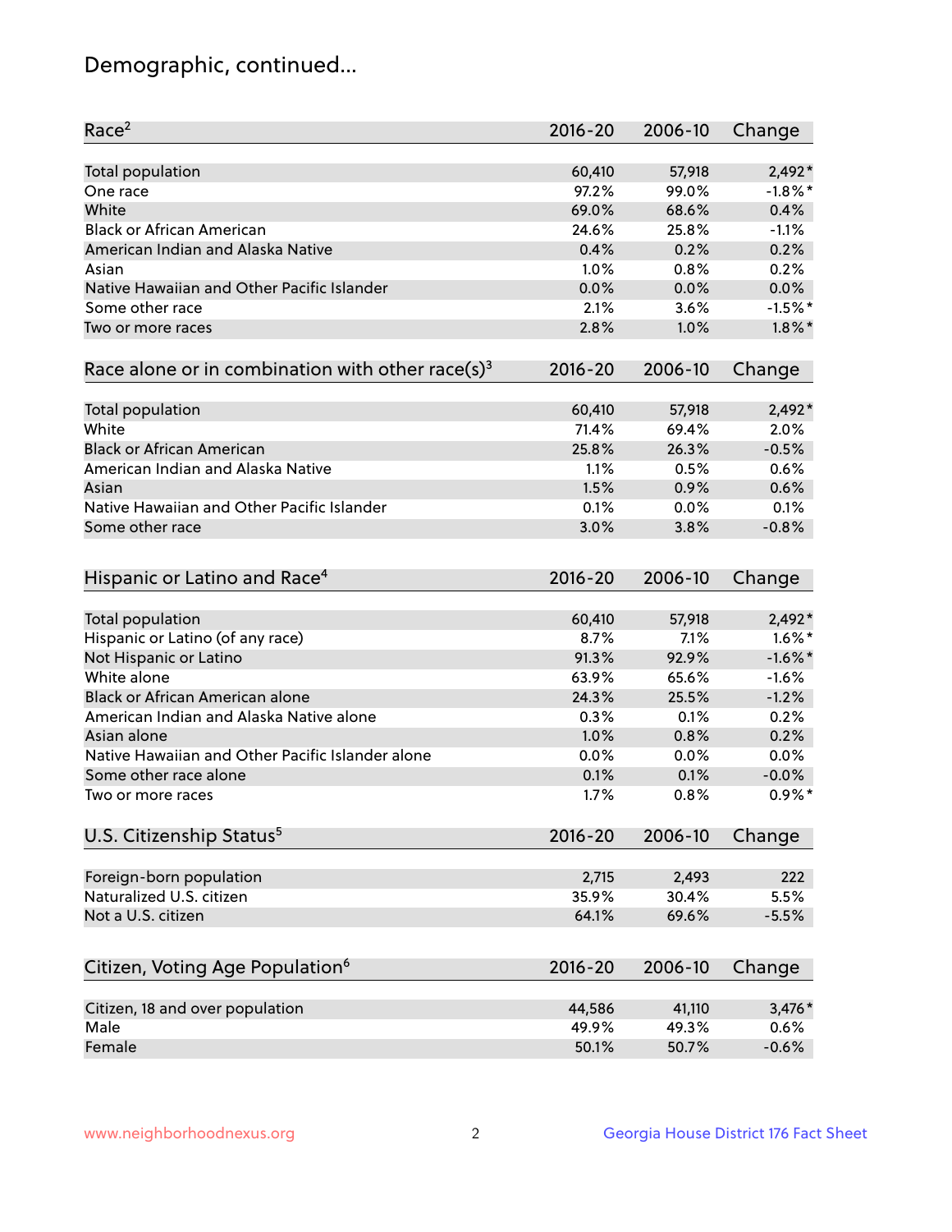# Demographic, continued...

| Race[2] | 2016-20 | 2006-10 | Change |
|---|---|---|---|
| Total population | 60,410 | 57,918 | 2,492* |
| One race | 97.2% | 99.0% | -1.8%* |
| White | 69.0% | 68.6% | 0.4% |
| Black or African American | 24.6% | 25.8% | -1.1% |
| American Indian and Alaska Native | 0.4% | 0.2% | 0.2% |
| Asian | 1.0% | 0.8% | 0.2% |
| Native Hawaiian and Other Pacific Islander | 0.0% | 0.0% | 0.0% |
| Some other race | 2.1% | 3.6% | -1.5%* |
| Two or more races | 2.8% | 1.0% | 1.8%* |

| Race alone or in combination with other race(s)[3] | 2016-20 | 2006-10 | Change |
|---|---|---|---|
| Total population | 60,410 | 57,918 | 2,492* |
| White | 71.4% | 69.4% | 2.0% |
| Black or African American | 25.8% | 26.3% | -0.5% |
| American Indian and Alaska Native | 1.1% | 0.5% | 0.6% |
| Asian | 1.5% | 0.9% | 0.6% |
| Native Hawaiian and Other Pacific Islander | 0.1% | 0.0% | 0.1% |
| Some other race | 3.0% | 3.8% | -0.8% |

| Hispanic or Latino and Race[4] | 2016-20 | 2006-10 | Change |
|---|---|---|---|
| Total population | 60,410 | 57,918 | 2,492* |
| Hispanic or Latino (of any race) | 8.7% | 7.1% | 1.6%* |
| Not Hispanic or Latino | 91.3% | 92.9% | -1.6%* |
| White alone | 63.9% | 65.6% | -1.6% |
| Black or African American alone | 24.3% | 25.5% | -1.2% |
| American Indian and Alaska Native alone | 0.3% | 0.1% | 0.2% |
| Asian alone | 1.0% | 0.8% | 0.2% |
| Native Hawaiian and Other Pacific Islander alone | 0.0% | 0.0% | 0.0% |
| Some other race alone | 0.1% | 0.1% | -0.0% |
| Two or more races | 1.7% | 0.8% | 0.9%* |

| U.S. Citizenship Status[5] | 2016-20 | 2006-10 | Change |
|---|---|---|---|
| Foreign-born population | 2,715 | 2,493 | 222 |
| Naturalized U.S. citizen | 35.9% | 30.4% | 5.5% |
| Not a U.S. citizen | 64.1% | 69.6% | -5.5% |

| Citizen, Voting Age Population[6] | 2016-20 | 2006-10 | Change |
|---|---|---|---|
| Citizen, 18 and over population | 44,586 | 41,110 | 3,476* |
| Male | 49.9% | 49.3% | 0.6% |
| Female | 50.1% | 50.7% | -0.6% |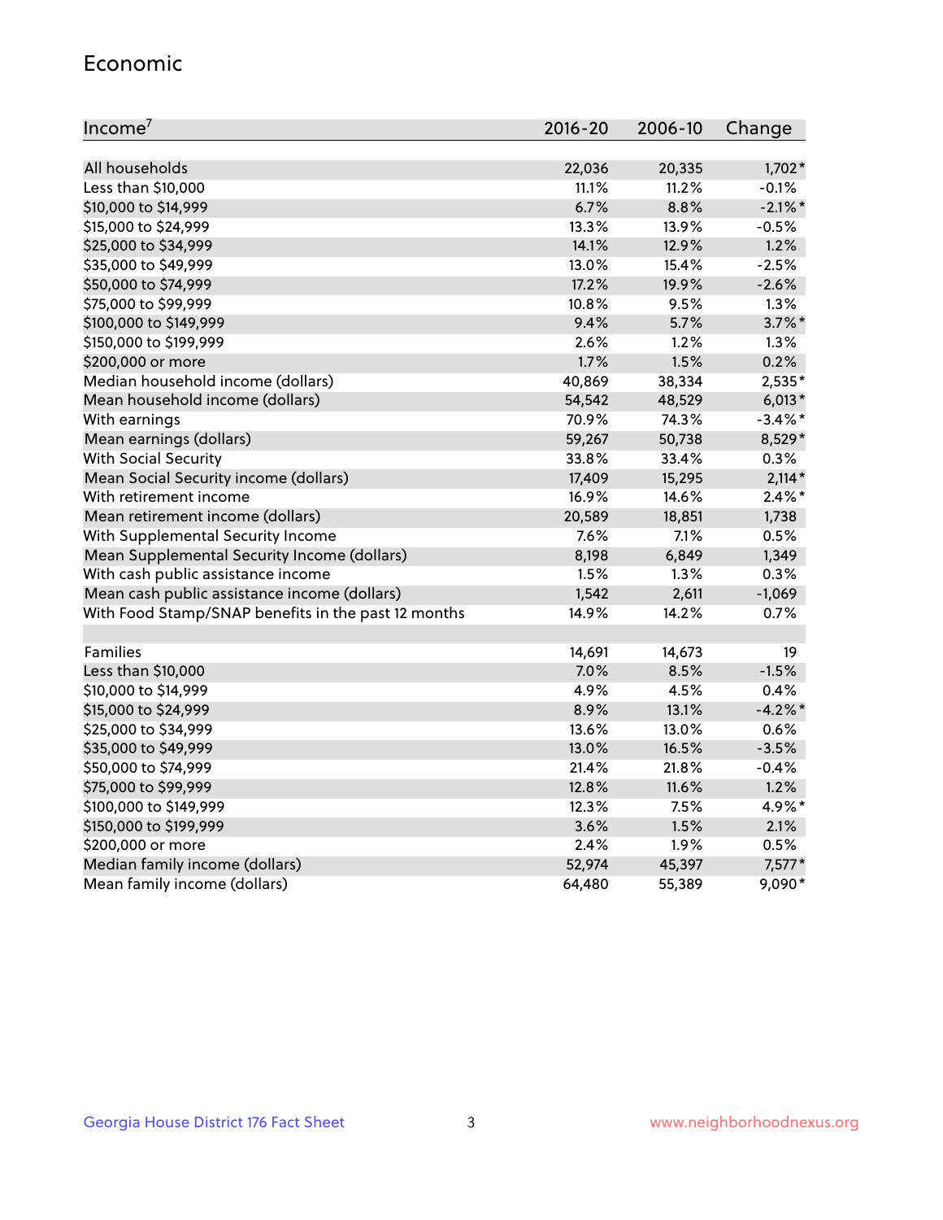## Economic

| Income[7] | 2016-20 | 2006-10 | Change |
|---|---|---|---|
| All households | 22,036 | 20,335 | 1,702* |
| Less than $10,000 | 11.1% | 11.2% | -0.1% |
| $10,000 to $14,999 | 6.7% | 8.8% | -2.1%* |
| $15,000 to $24,999 | 13.3% | 13.9% | -0.5% |
| $25,000 to $34,999 | 14.1% | 12.9% | 1.2% |
| $35,000 to $49,999 | 13.0% | 15.4% | -2.5% |
| $50,000 to $74,999 | 17.2% | 19.9% | -2.6% |
| $75,000 to $99,999 | 10.8% | 9.5% | 1.3% |
| $100,000 to $149,999 | 9.4% | 5.7% | 3.7%* |
| $150,000 to $199,999 | 2.6% | 1.2% | 1.3% |
| $200,000 or more | 1.7% | 1.5% | 0.2% |
| Median household income (dollars) | 40,869 | 38,334 | 2,535* |
| Mean household income (dollars) | 54,542 | 48,529 | 6,013* |
| With earnings | 70.9% | 74.3% | -3.4%* |
| Mean earnings (dollars) | 59,267 | 50,738 | 8,529* |
| With Social Security | 33.8% | 33.4% | 0.3% |
| Mean Social Security income (dollars) | 17,409 | 15,295 | 2,114* |
| With retirement income | 16.9% | 14.6% | 2.4%* |
| Mean retirement income (dollars) | 20,589 | 18,851 | 1,738 |
| With Supplemental Security Income | 7.6% | 7.1% | 0.5% |
| Mean Supplemental Security Income (dollars) | 8,198 | 6,849 | 1,349 |
| With cash public assistance income | 1.5% | 1.3% | 0.3% |
| Mean cash public assistance income (dollars) | 1,542 | 2,611 | -1,069 |
| With Food Stamp/SNAP benefits in the past 12 months | 14.9% | 14.2% | 0.7% |
| | | | |
| Families | 14,691 | 14,673 | 19 |
| Less than $10,000 | 7.0% | 8.5% | -1.5% |
| $10,000 to $14,999 | 4.9% | 4.5% | 0.4% |
| $15,000 to $24,999 | 8.9% | 13.1% | -4.2%* |
| $25,000 to $34,999 | 13.6% | 13.0% | 0.6% |
| $35,000 to $49,999 | 13.0% | 16.5% | -3.5% |
| $50,000 to $74,999 | 21.4% | 21.8% | -0.4% |
| $75,000 to $99,999 | 12.8% | 11.6% | 1.2% |
| $100,000 to $149,999 | 12.3% | 7.5% | 4.9%* |
| $150,000 to $199,999 | 3.6% | 1.5% | 2.1% |
| $200,000 or more | 2.4% | 1.9% | 0.5% |
| Median family income (dollars) | 52,974 | 45,397 | 7,577* |
| Mean family income (dollars) | 64,480 | 55,389 | 9,090* |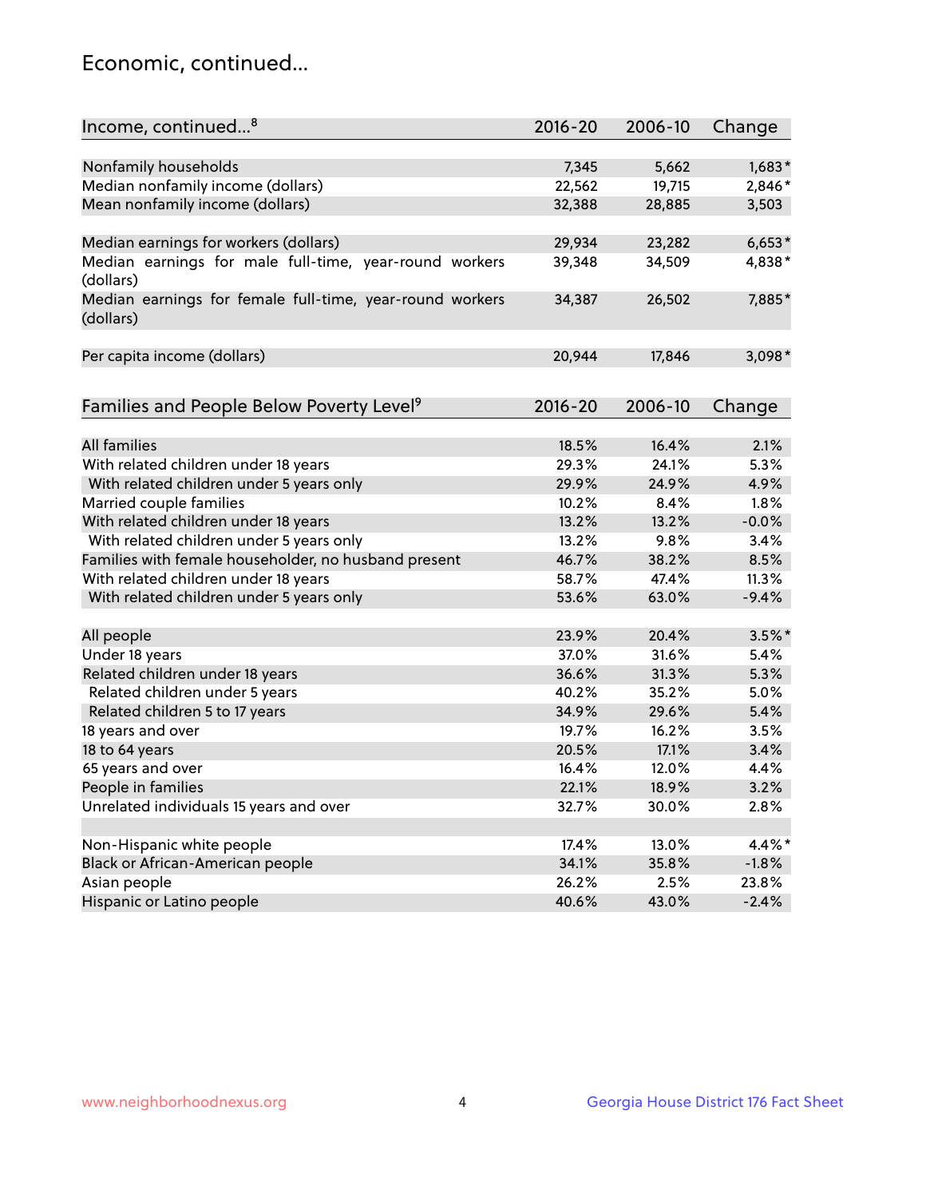## Economic, continued...

| Income, continued...[8] | 2016-20 | 2006-10 | Change |
|---|---|---|---|
| Nonfamily households | 7,345 | 5,662 | 1,683* |
| Median nonfamily income (dollars) | 22,562 | 19,715 | 2,846* |
| Mean nonfamily income (dollars) | 32,388 | 28,885 | 3,503 |
| Median earnings for workers (dollars) | 29,934 | 23,282 | 6,653* |
| Median earnings for male full-time, year-round workers (dollars) | 39,348 | 34,509 | 4,838* |
| Median earnings for female full-time, year-round workers (dollars) | 34,387 | 26,502 | 7,885* |
| Per capita income (dollars) | 20,944 | 17,846 | 3,098* |

| Families and People Below Poverty Level[9] | 2016-20 | 2006-10 | Change |
|---|---|---|---|
| All families | 18.5% | 16.4% | 2.1% |
| With related children under 18 years | 29.3% | 24.1% | 5.3% |
| With related children under 5 years only | 29.9% | 24.9% | 4.9% |
| Married couple families | 10.2% | 8.4% | 1.8% |
| With related children under 18 years | 13.2% | 13.2% | -0.0% |
| With related children under 5 years only | 13.2% | 9.8% | 3.4% |
| Families with female householder, no husband present | 46.7% | 38.2% | 8.5% |
| With related children under 18 years | 58.7% | 47.4% | 11.3% |
| With related children under 5 years only | 53.6% | 63.0% | -9.4% |
| All people | 23.9% | 20.4% | 3.5%* |
| Under 18 years | 37.0% | 31.6% | 5.4% |
| Related children under 18 years | 36.6% | 31.3% | 5.3% |
| Related children under 5 years | 40.2% | 35.2% | 5.0% |
| Related children 5 to 17 years | 34.9% | 29.6% | 5.4% |
| 18 years and over | 19.7% | 16.2% | 3.5% |
| 18 to 64 years | 20.5% | 17.1% | 3.4% |
| 65 years and over | 16.4% | 12.0% | 4.4% |
| People in families | 22.1% | 18.9% | 3.2% |
| Unrelated individuals 15 years and over | 32.7% | 30.0% | 2.8% |
| Non-Hispanic white people | 17.4% | 13.0% | 4.4%* |
| Black or African-American people | 34.1% | 35.8% | -1.8% |
| Asian people | 26.2% | 2.5% | 23.8% |
| Hispanic or Latino people | 40.6% | 43.0% | -2.4% |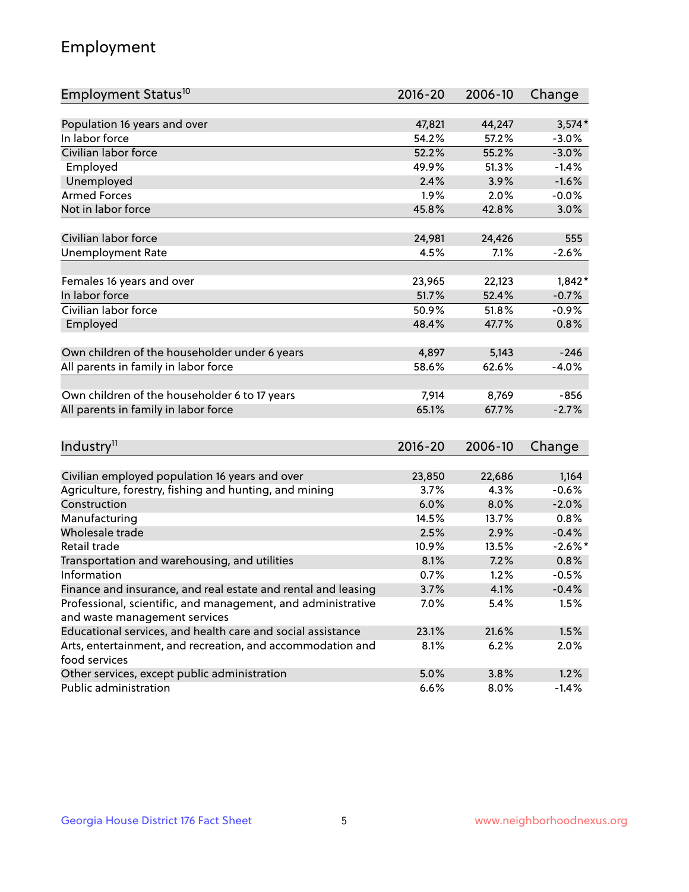# Employment

| Employment Status[10] | 2016-20 | 2006-10 | Change |
|---|---|---|---|
| Population 16 years and over | 47,821 | 44,247 | 3,574* |
| In labor force | 54.2% | 57.2% | -3.0% |
| Civilian labor force | 52.2% | 55.2% | -3.0% |
| Employed | 49.9% | 51.3% | -1.4% |
| Unemployed | 2.4% | 3.9% | -1.6% |
| Armed Forces | 1.9% | 2.0% | -0.0% |
| Not in labor force | 45.8% | 42.8% | 3.0% |
| | | | |
| Civilian labor force | 24,981 | 24,426 | 555 |
| Unemployment Rate | 4.5% | 7.1% | -2.6% |
| | | | |
| Females 16 years and over | 23,965 | 22,123 | 1,842* |
| In labor force | 51.7% | 52.4% | -0.7% |
| Civilian labor force | 50.9% | 51.8% | -0.9% |
| Employed | 48.4% | 47.7% | 0.8% |
| | | | |
| Own children of the householder under 6 years | 4,897 | 5,143 | -246 |
| All parents in family in labor force | 58.6% | 62.6% | -4.0% |
| | | | |
| Own children of the householder 6 to 17 years | 7,914 | 8,769 | -856 |
| All parents in family in labor force | 65.1% | 67.7% | -2.7% |

| Industry[11] | 2016-20 | 2006-10 | Change |
|---|---|---|---|
| Civilian employed population 16 years and over | 23,850 | 22,686 | 1,164 |
| Agriculture, forestry, fishing and hunting, and mining | 3.7% | 4.3% | -0.6% |
| Construction | 6.0% | 8.0% | -2.0% |
| Manufacturing | 14.5% | 13.7% | 0.8% |
| Wholesale trade | 2.5% | 2.9% | -0.4% |
| Retail trade | 10.9% | 13.5% | -2.6%* |
| Transportation and warehousing, and utilities | 8.1% | 7.2% | 0.8% |
| Information | 0.7% | 1.2% | -0.5% |
| Finance and insurance, and real estate and rental and leasing | 3.7% | 4.1% | -0.4% |
| Professional, scientific, and management, and administrative and waste management services | 7.0% | 5.4% | 1.5% |
| Educational services, and health care and social assistance | 23.1% | 21.6% | 1.5% |
| Arts, entertainment, and recreation, and accommodation and food services | 8.1% | 6.2% | 2.0% |
| Other services, except public administration | 5.0% | 3.8% | 1.2% |
| Public administration | 6.6% | 8.0% | -1.4% |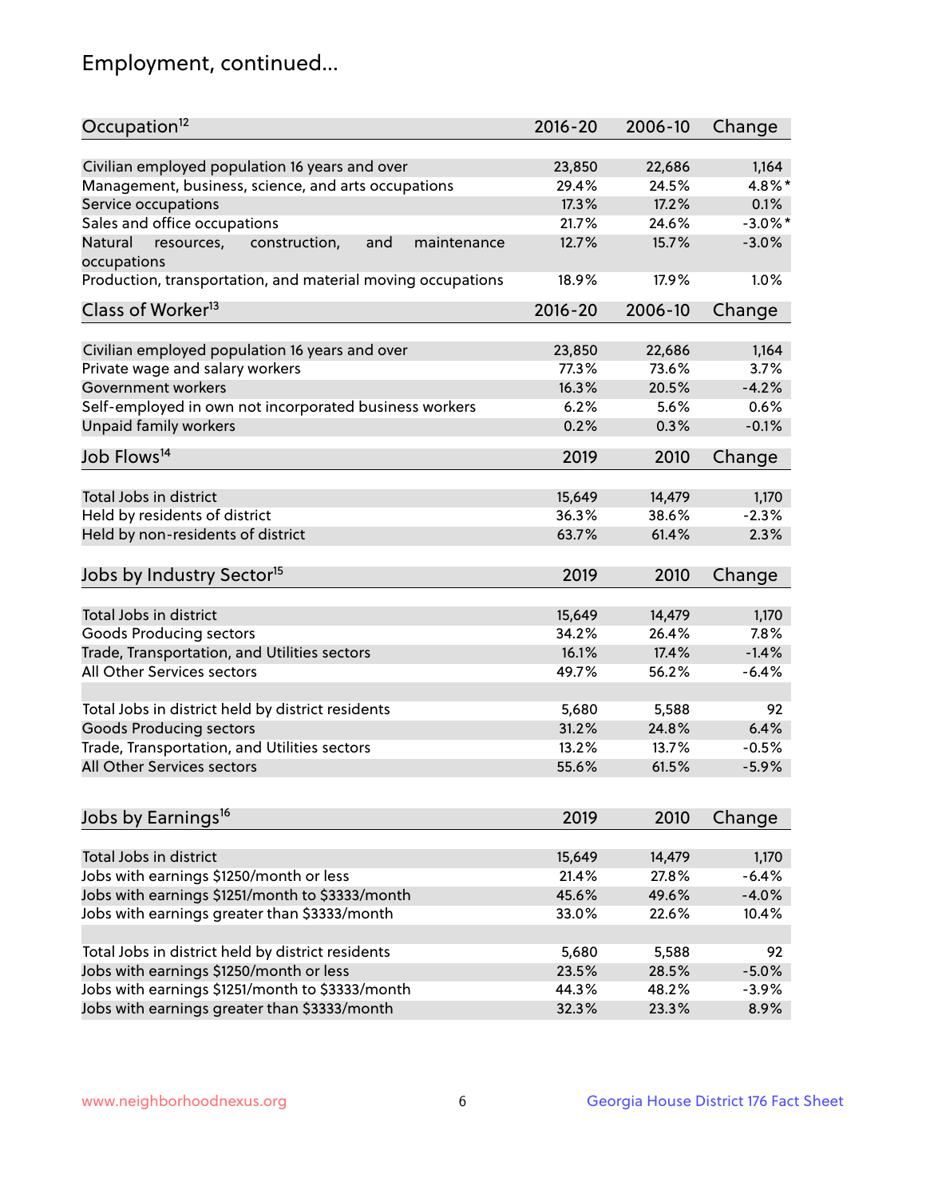# Employment, continued...

| Occupation[12] | 2016-20 | 2006-10 | Change |
|---|---|---|---|
| Civilian employed population 16 years and over | 23,850 | 22,686 | 1,164 |
| Management, business, science, and arts occupations | 29.4% | 24.5% | 4.8%* |
| Service occupations | 17.3% | 17.2% | 0.1% |
| Sales and office occupations | 21.7% | 24.6% | -3.0%* |
| Natural resources, construction, and maintenance occupations | 12.7% | 15.7% | -3.0% |
| Production, transportation, and material moving occupations | 18.9% | 17.9% | 1.0% |

| Class of Worker[13] | 2016-20 | 2006-10 | Change |
|---|---|---|---|
| Civilian employed population 16 years and over | 23,850 | 22,686 | 1,164 |
| Private wage and salary workers | 77.3% | 73.6% | 3.7% |
| Government workers | 16.3% | 20.5% | -4.2% |
| Self-employed in own not incorporated business workers | 6.2% | 5.6% | 0.6% |
| Unpaid family workers | 0.2% | 0.3% | -0.1% |

| Job Flows[14] | 2019 | 2010 | Change |
|---|---|---|---|
| Total Jobs in district | 15,649 | 14,479 | 1,170 |
| Held by residents of district | 36.3% | 38.6% | -2.3% |
| Held by non-residents of district | 63.7% | 61.4% | 2.3% |

| Jobs by Industry Sector[15] | 2019 | 2010 | Change |
|---|---|---|---|
| Total Jobs in district | 15,649 | 14,479 | 1,170 |
| Goods Producing sectors | 34.2% | 26.4% | 7.8% |
| Trade, Transportation, and Utilities sectors | 16.1% | 17.4% | -1.4% |
| All Other Services sectors | 49.7% | 56.2% | -6.4% |
| | | | |
| Total Jobs in district held by district residents | 5,680 | 5,588 | 92 |
| Goods Producing sectors | 31.2% | 24.8% | 6.4% |
| Trade, Transportation, and Utilities sectors | 13.2% | 13.7% | -0.5% |
| All Other Services sectors | 55.6% | 61.5% | -5.9% |

| Jobs by Earnings[16] | 2019 | 2010 | Change |
|---|---|---|---|
| Total Jobs in district | 15,649 | 14,479 | 1,170 |
| Jobs with earnings $1250/month or less | 21.4% | 27.8% | -6.4% |
| Jobs with earnings $1251/month to $3333/month | 45.6% | 49.6% | -4.0% |
| Jobs with earnings greater than $3333/month | 33.0% | 22.6% | 10.4% |
| | | | |
| Total Jobs in district held by district residents | 5,680 | 5,588 | 92 |
| Jobs with earnings $1250/month or less | 23.5% | 28.5% | -5.0% |
| Jobs with earnings $1251/month to $3333/month | 44.3% | 48.2% | -3.9% |
| Jobs with earnings greater than $3333/month | 32.3% | 23.3% | 8.9% |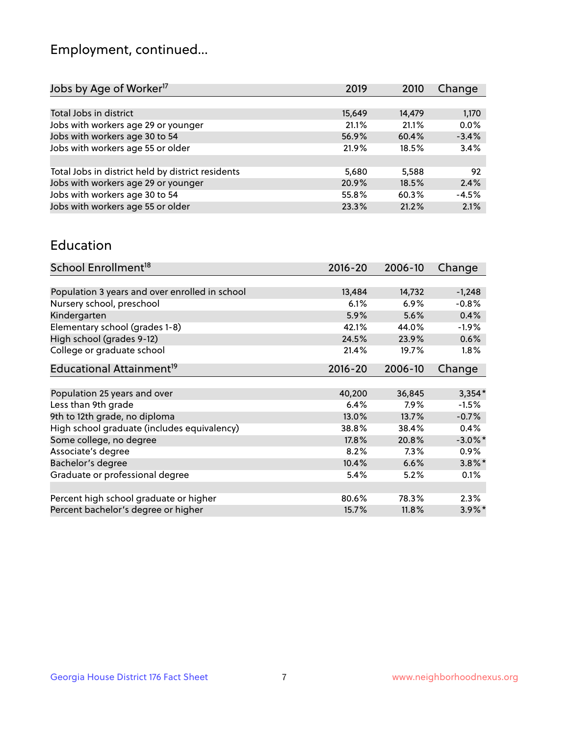## Employment, continued...

| Jobs by Age of Worker[17] | 2019 | 2010 | Change |
|---|---|---|---|
| Total Jobs in district | 15,649 | 14,479 | 1,170 |
| Jobs with workers age 29 or younger | 21.1% | 21.1% | 0.0% |
| Jobs with workers age 30 to 54 | 56.9% | 60.4% | -3.4% |
| Jobs with workers age 55 or older | 21.9% | 18.5% | 3.4% |
| | | | |
| Total Jobs in district held by district residents | 5,680 | 5,588 | 92 |
| Jobs with workers age 29 or younger | 20.9% | 18.5% | 2.4% |
| Jobs with workers age 30 to 54 | 55.8% | 60.3% | -4.5% |
| Jobs with workers age 55 or older | 23.3% | 21.2% | 2.1% |

## Education

| School Enrollment[18] | 2016-20 | 2006-10 | Change |
|---|---|---|---|
| Population 3 years and over enrolled in school | 13,484 | 14,732 | -1,248 |
| Nursery school, preschool | 6.1% | 6.9% | -0.8% |
| Kindergarten | 5.9% | 5.6% | 0.4% |
| Elementary school (grades 1-8) | 42.1% | 44.0% | -1.9% |
| High school (grades 9-12) | 24.5% | 23.9% | 0.6% |
| College or graduate school | 21.4% | 19.7% | 1.8% |

| Educational Attainment[19] | 2016-20 | 2006-10 | Change |
|---|---|---|---|
| Population 25 years and over | 40,200 | 36,845 | 3,354* |
| Less than 9th grade | 6.4% | 7.9% | -1.5% |
| 9th to 12th grade, no diploma | 13.0% | 13.7% | -0.7% |
| High school graduate (includes equivalency) | 38.8% | 38.4% | 0.4% |
| Some college, no degree | 17.8% | 20.8% | -3.0%* |
| Associate's degree | 8.2% | 7.3% | 0.9% |
| Bachelor's degree | 10.4% | 6.6% | 3.8%* |
| Graduate or professional degree | 5.4% | 5.2% | 0.1% |
| | | | |
| Percent high school graduate or higher | 80.6% | 78.3% | 2.3% |
| Percent bachelor's degree or higher | 15.7% | 11.8% | 3.9%* |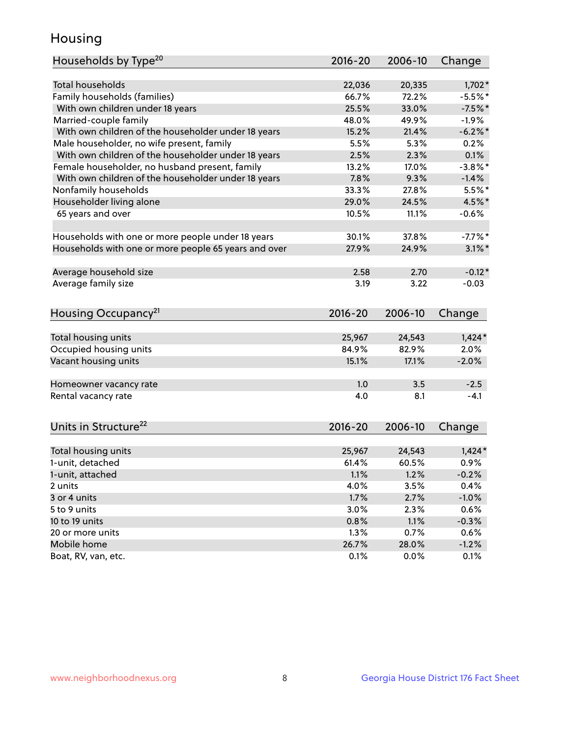## Housing

| Households by Type[20] | 2016-20 | 2006-10 | Change |
|---|---|---|---|
| Total households | 22,036 | 20,335 | 1,702* |
| Family households (families) | 66.7% | 72.2% | -5.5%* |
| With own children under 18 years | 25.5% | 33.0% | -7.5%* |
| Married-couple family | 48.0% | 49.9% | -1.9% |
| With own children of the householder under 18 years | 15.2% | 21.4% | -6.2%* |
| Male householder, no wife present, family | 5.5% | 5.3% | 0.2% |
| With own children of the householder under 18 years | 2.5% | 2.3% | 0.1% |
| Female householder, no husband present, family | 13.2% | 17.0% | -3.8%* |
| With own children of the householder under 18 years | 7.8% | 9.3% | -1.4% |
| Nonfamily households | 33.3% | 27.8% | 5.5%* |
| Householder living alone | 29.0% | 24.5% | 4.5%* |
| 65 years and over | 10.5% | 11.1% | -0.6% |
| | | | |
| Households with one or more people under 18 years | 30.1% | 37.8% | -7.7%* |
| Households with one or more people 65 years and over | 27.9% | 24.9% | 3.1%* |
| | | | |
| Average household size | 2.58 | 2.70 | -0.12* |
| Average family size | 3.19 | 3.22 | -0.03 |

| Housing Occupancy[21] | 2016-20 | 2006-10 | Change |
|---|---|---|---|
| Total housing units | 25,967 | 24,543 | 1,424* |
| Occupied housing units | 84.9% | 82.9% | 2.0% |
| Vacant housing units | 15.1% | 17.1% | -2.0% |
| | | | |
| Homeowner vacancy rate | 1.0 | 3.5 | -2.5 |
| Rental vacancy rate | 4.0 | 8.1 | -4.1 |

| Units in Structure[22] | 2016-20 | 2006-10 | Change |
|---|---|---|---|
| Total housing units | 25,967 | 24,543 | 1,424* |
| 1-unit, detached | 61.4% | 60.5% | 0.9% |
| 1-unit, attached | 1.1% | 1.2% | -0.2% |
| 2 units | 4.0% | 3.5% | 0.4% |
| 3 or 4 units | 1.7% | 2.7% | -1.0% |
| 5 to 9 units | 3.0% | 2.3% | 0.6% |
| 10 to 19 units | 0.8% | 1.1% | -0.3% |
| 20 or more units | 1.3% | 0.7% | 0.6% |
| Mobile home | 26.7% | 28.0% | -1.2% |
| Boat, RV, van, etc. | 0.1% | 0.0% | 0.1% |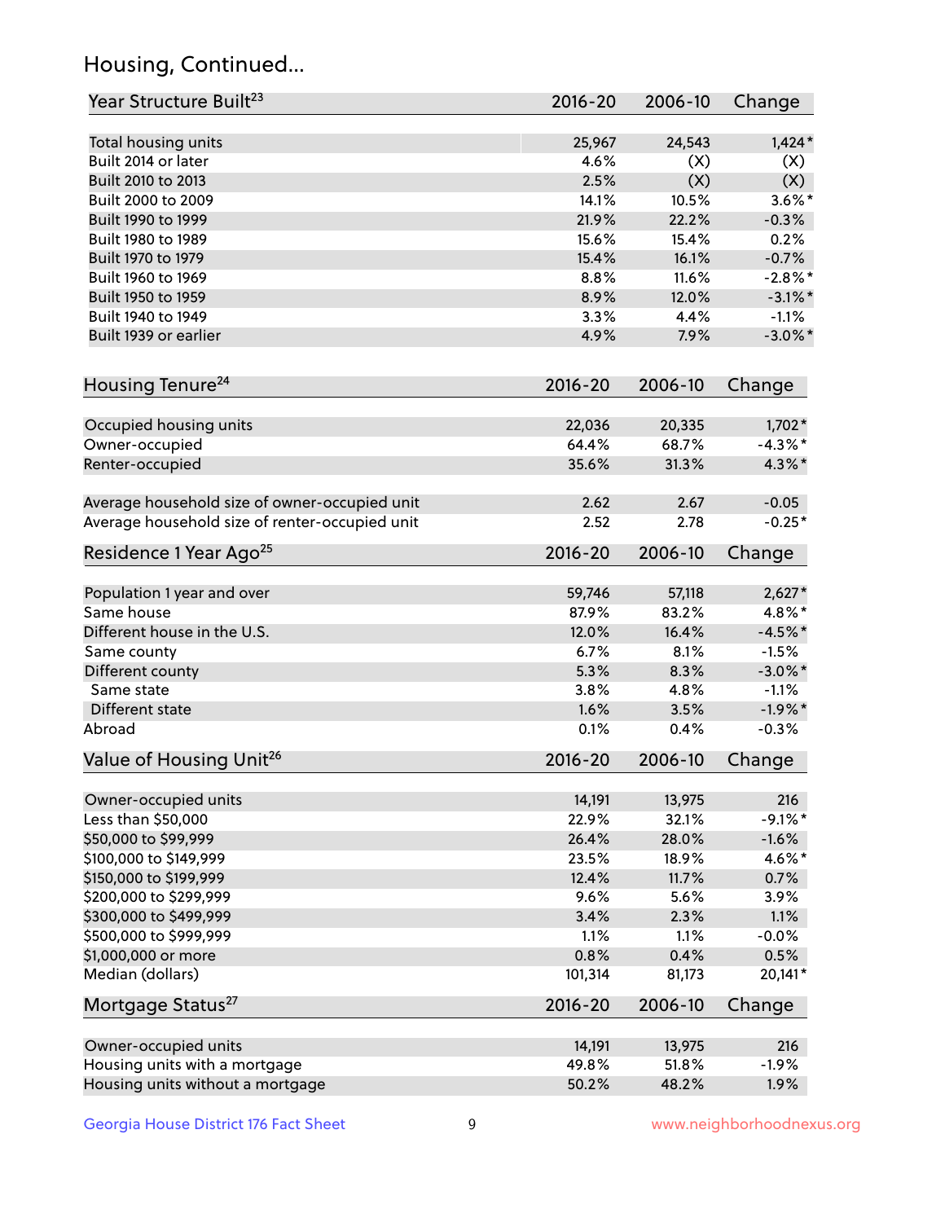## Housing, Continued...

| Year Structure Built[23] | 2016-20 | 2006-10 | Change |
|---|---|---|---|
| Total housing units | 25,967 | 24,543 | 1,424* |
| Built 2014 or later | 4.6% | (X) | (X) |
| Built 2010 to 2013 | 2.5% | (X) | (X) |
| Built 2000 to 2009 | 14.1% | 10.5% | 3.6%* |
| Built 1990 to 1999 | 21.9% | 22.2% | -0.3% |
| Built 1980 to 1989 | 15.6% | 15.4% | 0.2% |
| Built 1970 to 1979 | 15.4% | 16.1% | -0.7% |
| Built 1960 to 1969 | 8.8% | 11.6% | -2.8%* |
| Built 1950 to 1959 | 8.9% | 12.0% | -3.1%* |
| Built 1940 to 1949 | 3.3% | 4.4% | -1.1% |
| Built 1939 or earlier | 4.9% | 7.9% | -3.0%* |

| Housing Tenure[24] | 2016-20 | 2006-10 | Change |
|---|---|---|---|
| Occupied housing units | 22,036 | 20,335 | 1,702* |
| Owner-occupied | 64.4% | 68.7% | -4.3%* |
| Renter-occupied | 35.6% | 31.3% | 4.3%* |
| Average household size of owner-occupied unit | 2.62 | 2.67 | -0.05 |
| Average household size of renter-occupied unit | 2.52 | 2.78 | -0.25* |

| Residence 1 Year Ago[25] | 2016-20 | 2006-10 | Change |
|---|---|---|---|
| Population 1 year and over | 59,746 | 57,118 | 2,627* |
| Same house | 87.9% | 83.2% | 4.8%* |
| Different house in the U.S. | 12.0% | 16.4% | -4.5%* |
| Same county | 6.7% | 8.1% | -1.5% |
| Different county | 5.3% | 8.3% | -3.0%* |
| Same state | 3.8% | 4.8% | -1.1% |
| Different state | 1.6% | 3.5% | -1.9%* |
| Abroad | 0.1% | 0.4% | -0.3% |

| Value of Housing Unit[26] | 2016-20 | 2006-10 | Change |
|---|---|---|---|
| Owner-occupied units | 14,191 | 13,975 | 216 |
| Less than $50,000 | 22.9% | 32.1% | -9.1%* |
| $50,000 to $99,999 | 26.4% | 28.0% | -1.6% |
| $100,000 to $149,999 | 23.5% | 18.9% | 4.6%* |
| $150,000 to $199,999 | 12.4% | 11.7% | 0.7% |
| $200,000 to $299,999 | 9.6% | 5.6% | 3.9% |
| $300,000 to $499,999 | 3.4% | 2.3% | 1.1% |
| $500,000 to $999,999 | 1.1% | 1.1% | -0.0% |
| $1,000,000 or more | 0.8% | 0.4% | 0.5% |
| Median (dollars) | 101,314 | 81,173 | 20,141* |

| Mortgage Status[27] | 2016-20 | 2006-10 | Change |
|---|---|---|---|
| Owner-occupied units | 14,191 | 13,975 | 216 |
| Housing units with a mortgage | 49.8% | 51.8% | -1.9% |
| Housing units without a mortgage | 50.2% | 48.2% | 1.9% |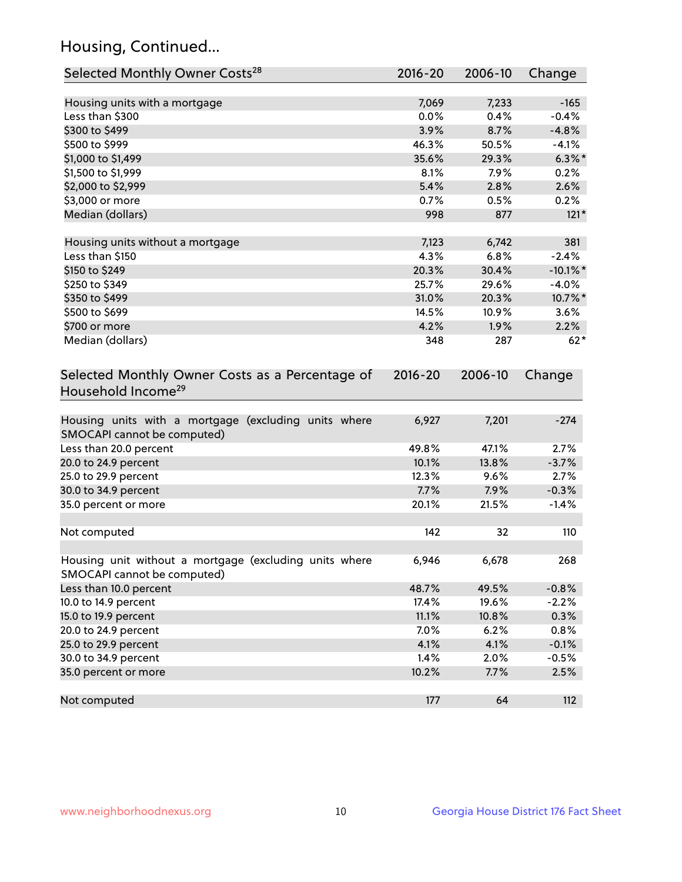## Housing, Continued...

| Selected Monthly Owner Costs[28] | 2016-20 | 2006-10 | Change |
|---|---|---|---|
| Housing units with a mortgage | 7,069 | 7,233 | -165 |
| Less than $300 | 0.0% | 0.4% | -0.4% |
| $300 to $499 | 3.9% | 8.7% | -4.8% |
| $500 to $999 | 46.3% | 50.5% | -4.1% |
| $1,000 to $1,499 | 35.6% | 29.3% | 6.3%* |
| $1,500 to $1,999 | 8.1% | 7.9% | 0.2% |
| $2,000 to $2,999 | 5.4% | 2.8% | 2.6% |
| $3,000 or more | 0.7% | 0.5% | 0.2% |
| Median (dollars) | 998 | 877 | 121* |
| | | | |
| Housing units without a mortgage | 7,123 | 6,742 | 381 |
| Less than $150 | 4.3% | 6.8% | -2.4% |
| $150 to $249 | 20.3% | 30.4% | -10.1%* |
| $250 to $349 | 25.7% | 29.6% | -4.0% |
| $350 to $499 | 31.0% | 20.3% | 10.7%* |
| $500 to $699 | 14.5% | 10.9% | 3.6% |
| $700 or more | 4.2% | 1.9% | 2.2% |
| Median (dollars) | 348 | 287 | 62* |

| Selected Monthly Owner Costs as a Percentage of Household Income[29] | 2016-20 | 2006-10 | Change |
|---|---|---|---|
| Housing units with a mortgage (excluding units where SMOCAPI cannot be computed) | 6,927 | 7,201 | -274 |
| Less than 20.0 percent | 49.8% | 47.1% | 2.7% |
| 20.0 to 24.9 percent | 10.1% | 13.8% | -3.7% |
| 25.0 to 29.9 percent | 12.3% | 9.6% | 2.7% |
| 30.0 to 34.9 percent | 7.7% | 7.9% | -0.3% |
| 35.0 percent or more | 20.1% | 21.5% | -1.4% |
| | | | |
| Not computed | 142 | 32 | 110 |
| | | | |
| Housing unit without a mortgage (excluding units where SMOCAPI cannot be computed) | 6,946 | 6,678 | 268 |
| Less than 10.0 percent | 48.7% | 49.5% | -0.8% |
| 10.0 to 14.9 percent | 17.4% | 19.6% | -2.2% |
| 15.0 to 19.9 percent | 11.1% | 10.8% | 0.3% |
| 20.0 to 24.9 percent | 7.0% | 6.2% | 0.8% |
| 25.0 to 29.9 percent | 4.1% | 4.1% | -0.1% |
| 30.0 to 34.9 percent | 1.4% | 2.0% | -0.5% |
| 35.0 percent or more | 10.2% | 7.7% | 2.5% |
| | | | |
| Not computed | 177 | 64 | 112 |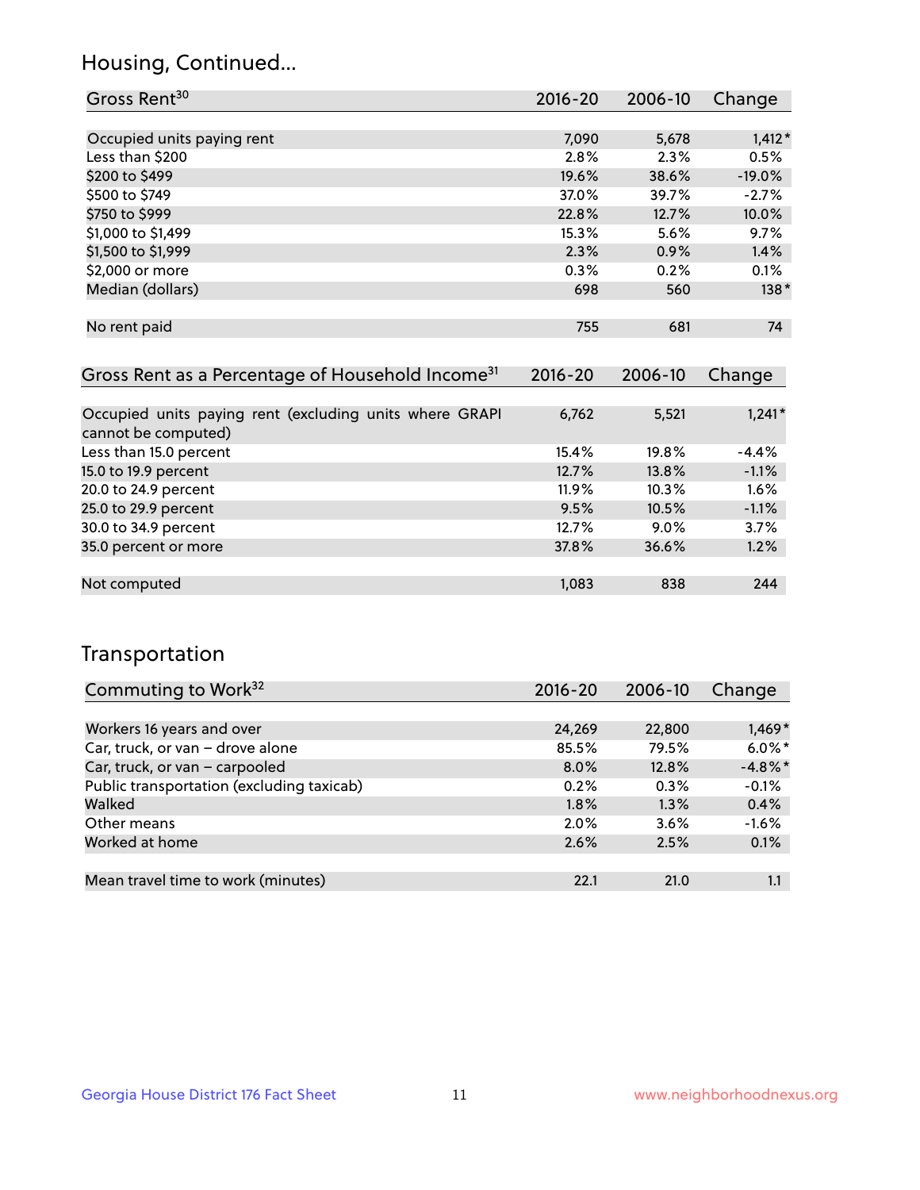## Housing, Continued...

| Gross Rent[30] | 2016-20 | 2006-10 | Change |
|---|---|---|---|
| Occupied units paying rent | 7,090 | 5,678 | 1,412* |
| Less than $200 | 2.8% | 2.3% | 0.5% |
| $200 to $499 | 19.6% | 38.6% | -19.0% |
| $500 to $749 | 37.0% | 39.7% | -2.7% |
| $750 to $999 | 22.8% | 12.7% | 10.0% |
| $1,000 to $1,499 | 15.3% | 5.6% | 9.7% |
| $1,500 to $1,999 | 2.3% | 0.9% | 1.4% |
| $2,000 or more | 0.3% | 0.2% | 0.1% |
| Median (dollars) | 698 | 560 | 138* |
| No rent paid | 755 | 681 | 74 |

| Gross Rent as a Percentage of Household Income[31] | 2016-20 | 2006-10 | Change |
|---|---|---|---|
| Occupied units paying rent (excluding units where GRAPI cannot be computed) | 6,762 | 5,521 | 1,241* |
| Less than 15.0 percent | 15.4% | 19.8% | -4.4% |
| 15.0 to 19.9 percent | 12.7% | 13.8% | -1.1% |
| 20.0 to 24.9 percent | 11.9% | 10.3% | 1.6% |
| 25.0 to 29.9 percent | 9.5% | 10.5% | -1.1% |
| 30.0 to 34.9 percent | 12.7% | 9.0% | 3.7% |
| 35.0 percent or more | 37.8% | 36.6% | 1.2% |
| Not computed | 1,083 | 838 | 244 |

## Transportation

| Commuting to Work[32] | 2016-20 | 2006-10 | Change |
|---|---|---|---|
| Workers 16 years and over | 24,269 | 22,800 | 1,469* |
| Car, truck, or van – drove alone | 85.5% | 79.5% | 6.0%* |
| Car, truck, or van – carpooled | 8.0% | 12.8% | -4.8%* |
| Public transportation (excluding taxicab) | 0.2% | 0.3% | -0.1% |
| Walked | 1.8% | 1.3% | 0.4% |
| Other means | 2.0% | 3.6% | -1.6% |
| Worked at home | 2.6% | 2.5% | 0.1% |
| Mean travel time to work (minutes) | 22.1 | 21.0 | 1.1 |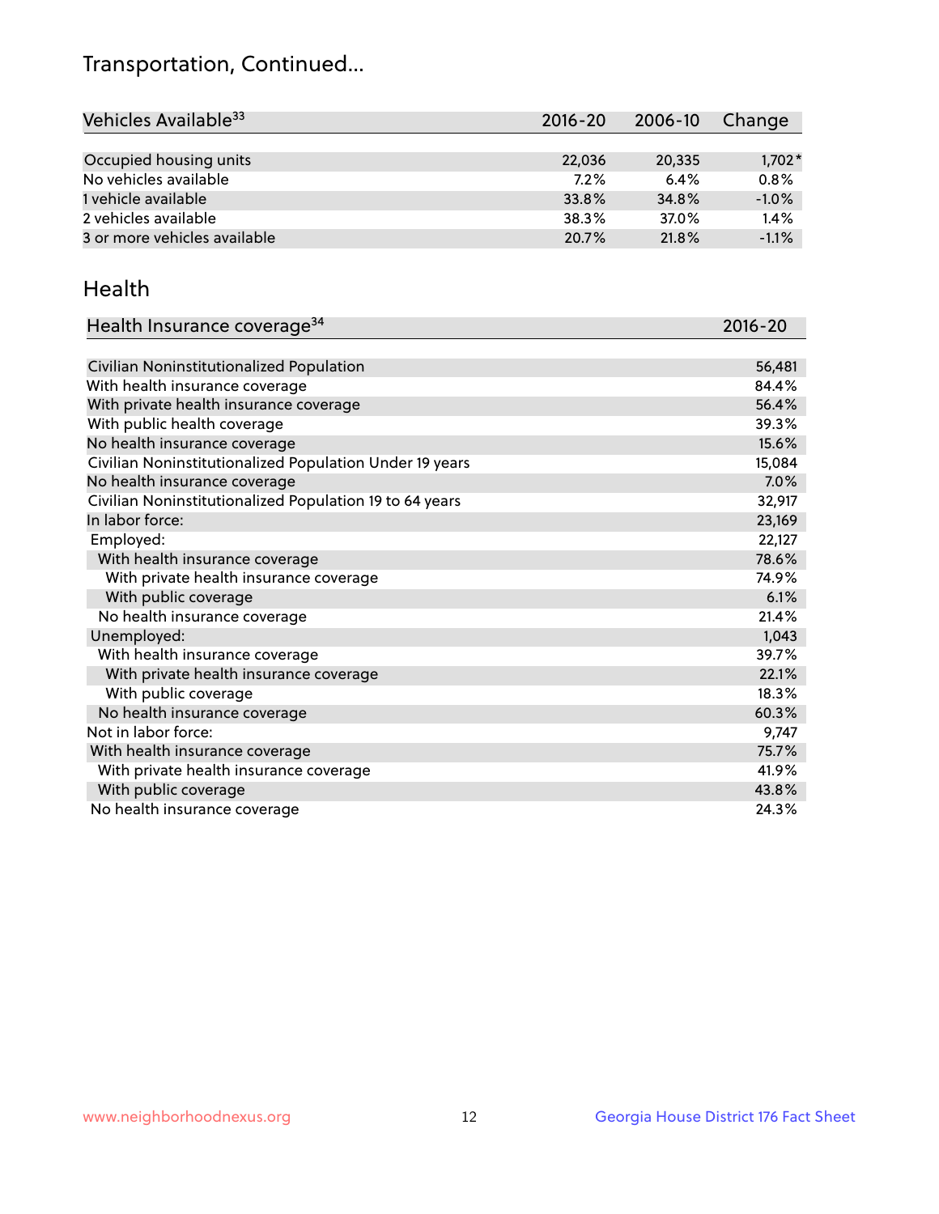## Transportation, Continued...

| Vehicles Available[33] | 2016-20 | 2006-10 | Change |
| --- | --- | --- | --- |
| Occupied housing units | 22,036 | 20,335 | 1,702* |
| No vehicles available | 7.2% | 6.4% | 0.8% |
| 1 vehicle available | 33.8% | 34.8% | -1.0% |
| 2 vehicles available | 38.3% | 37.0% | 1.4% |
| 3 or more vehicles available | 20.7% | 21.8% | -1.1% |

## Health

| Health Insurance coverage[34] | 2016-20 |
| --- | --- |
| Civilian Noninstitutionalized Population | 56,481 |
| With health insurance coverage | 84.4% |
| With private health insurance coverage | 56.4% |
| With public health coverage | 39.3% |
| No health insurance coverage | 15.6% |
| Civilian Noninstitutionalized Population Under 19 years | 15,084 |
| No health insurance coverage | 7.0% |
| Civilian Noninstitutionalized Population 19 to 64 years | 32,917 |
| In labor force: | 23,169 |
| Employed: | 22,127 |
| With health insurance coverage | 78.6% |
| With private health insurance coverage | 74.9% |
| With public coverage | 6.1% |
| No health insurance coverage | 21.4% |
| Unemployed: | 1,043 |
| With health insurance coverage | 39.7% |
| With private health insurance coverage | 22.1% |
| With public coverage | 18.3% |
| No health insurance coverage | 60.3% |
| Not in labor force: | 9,747 |
| With health insurance coverage | 75.7% |
| With private health insurance coverage | 41.9% |
| With public coverage | 43.8% |
| No health insurance coverage | 24.3% |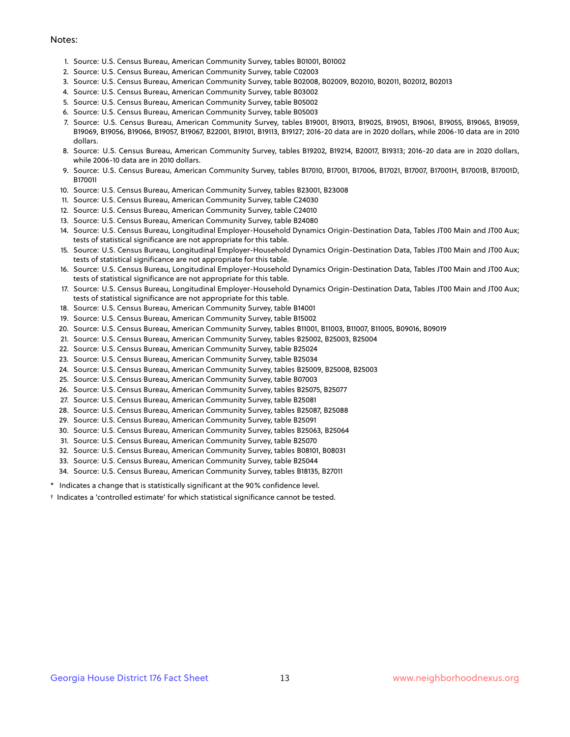Notes:

1. Source: U.S. Census Bureau, American Community Survey, tables B01001, B01002
2. Source: U.S. Census Bureau, American Community Survey, table C02003
3. Source: U.S. Census Bureau, American Community Survey, table B02008, B02009, B02010, B02011, B02012, B02013
4. Source: U.S. Census Bureau, American Community Survey, table B03002
5. Source: U.S. Census Bureau, American Community Survey, table B05002
6. Source: U.S. Census Bureau, American Community Survey, table B05003
7. Source: U.S. Census Bureau, American Community Survey, tables B19001, B19013, B19025, B19051, B19061, B19055, B19065, B19059, B19069, B19056, B19066, B19057, B19067, B22001, B19101, B19113, B19127; 2016-20 data are in 2020 dollars, while 2006-10 data are in 2010 dollars.
8. Source: U.S. Census Bureau, American Community Survey, tables B19202, B19214, B20017, B19313; 2016-20 data are in 2020 dollars, while 2006-10 data are in 2010 dollars.
9. Source: U.S. Census Bureau, American Community Survey, tables B17010, B17001, B17006, B17021, B17007, B17001H, B17001B, B17001D, B17001I
10. Source: U.S. Census Bureau, American Community Survey, tables B23001, B23008
11. Source: U.S. Census Bureau, American Community Survey, table C24030
12. Source: U.S. Census Bureau, American Community Survey, table C24010
13. Source: U.S. Census Bureau, American Community Survey, table B24080
14. Source: U.S. Census Bureau, Longitudinal Employer-Household Dynamics Origin-Destination Data, Tables JT00 Main and JT00 Aux; tests of statistical significance are not appropriate for this table.
15. Source: U.S. Census Bureau, Longitudinal Employer-Household Dynamics Origin-Destination Data, Tables JT00 Main and JT00 Aux; tests of statistical significance are not appropriate for this table.
16. Source: U.S. Census Bureau, Longitudinal Employer-Household Dynamics Origin-Destination Data, Tables JT00 Main and JT00 Aux; tests of statistical significance are not appropriate for this table.
17. Source: U.S. Census Bureau, Longitudinal Employer-Household Dynamics Origin-Destination Data, Tables JT00 Main and JT00 Aux; tests of statistical significance are not appropriate for this table.
18. Source: U.S. Census Bureau, American Community Survey, table B14001
19. Source: U.S. Census Bureau, American Community Survey, table B15002
20. Source: U.S. Census Bureau, American Community Survey, tables B11001, B11003, B11007, B11005, B09016, B09019
21. Source: U.S. Census Bureau, American Community Survey, tables B25002, B25003, B25004
22. Source: U.S. Census Bureau, American Community Survey, table B25024
23. Source: U.S. Census Bureau, American Community Survey, table B25034
24. Source: U.S. Census Bureau, American Community Survey, tables B25009, B25008, B25003
25. Source: U.S. Census Bureau, American Community Survey, table B07003
26. Source: U.S. Census Bureau, American Community Survey, tables B25075, B25077
27. Source: U.S. Census Bureau, American Community Survey, table B25081
28. Source: U.S. Census Bureau, American Community Survey, tables B25087, B25088
29. Source: U.S. Census Bureau, American Community Survey, table B25091
30. Source: U.S. Census Bureau, American Community Survey, tables B25063, B25064
31. Source: U.S. Census Bureau, American Community Survey, table B25070
32. Source: U.S. Census Bureau, American Community Survey, tables B08101, B08031
33. Source: U.S. Census Bureau, American Community Survey, table B25044
34. Source: U.S. Census Bureau, American Community Survey, tables B18135, B27011

\* Indicates a change that is statistically significant at the 90% confidence level.

† Indicates a 'controlled estimate' for which statistical significance cannot be tested.